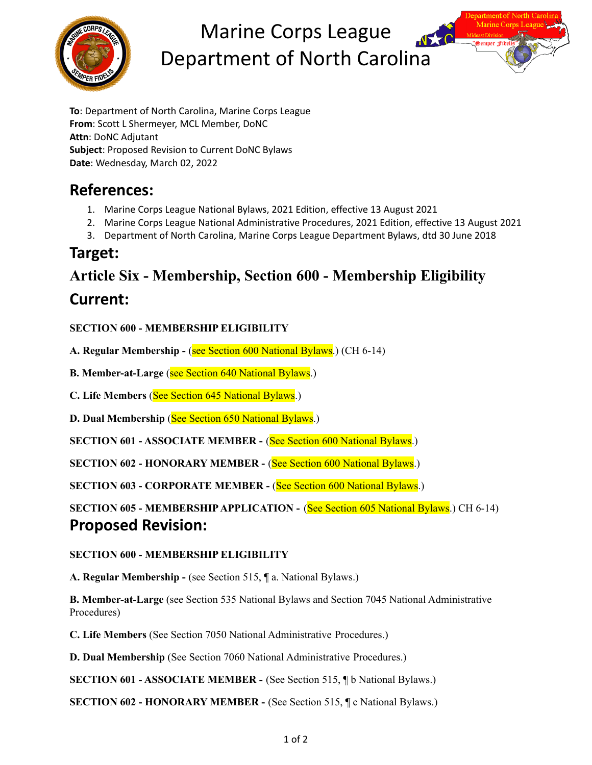# Marine Corps League Department of North Carolina

**To**: Department of North Carolina, Marine Corps League
**From**: Scott L Shermeyer, MCL Member, DoNC
**Attn**: DoNC Adjutant
**Subject**: Proposed Revision to Current DoNC Bylaws
**Date**: Wednesday, March 02, 2022

## References:

1. Marine Corps League National Bylaws, 2021 Edition, effective 13 August 2021
2. Marine Corps League National Administrative Procedures, 2021 Edition, effective 13 August 2021
3. Department of North Carolina, Marine Corps League Department Bylaws, dtd 30 June 2018

## Target:

## Article Six - Membership, Section 600 - Membership Eligibility

## Current:

**SECTION 600 - MEMBERSHIP ELIGIBILITY**

**A. Regular Membership -** (see Section 600 National Bylaws.) (CH 6-14)

**B. Member-at-Large** (see Section 640 National Bylaws.)

**C. Life Members** (See Section 645 National Bylaws.)

**D. Dual Membership** (See Section 650 National Bylaws.)

**SECTION 601 - ASSOCIATE MEMBER -** (See Section 600 National Bylaws.)

**SECTION 602 - HONORARY MEMBER -** (See Section 600 National Bylaws.)

**SECTION 603 - CORPORATE MEMBER -** (See Section 600 National Bylaws.)

**SECTION 605 - MEMBERSHIP APPLICATION -** (See Section 605 National Bylaws.) CH 6-14)

## Proposed Revision:

**SECTION 600 - MEMBERSHIP ELIGIBILITY**

**A. Regular Membership -** (see Section 515, ¶ a. National Bylaws.)

**B. Member-at-Large** (see Section 535 National Bylaws and Section 7045 National Administrative Procedures)

**C. Life Members** (See Section 7050 National Administrative Procedures.)

**D. Dual Membership** (See Section 7060 National Administrative Procedures.)

**SECTION 601 - ASSOCIATE MEMBER -** (See Section 515, ¶ b National Bylaws.)

**SECTION 602 - HONORARY MEMBER -** (See Section 515, ¶ c National Bylaws.)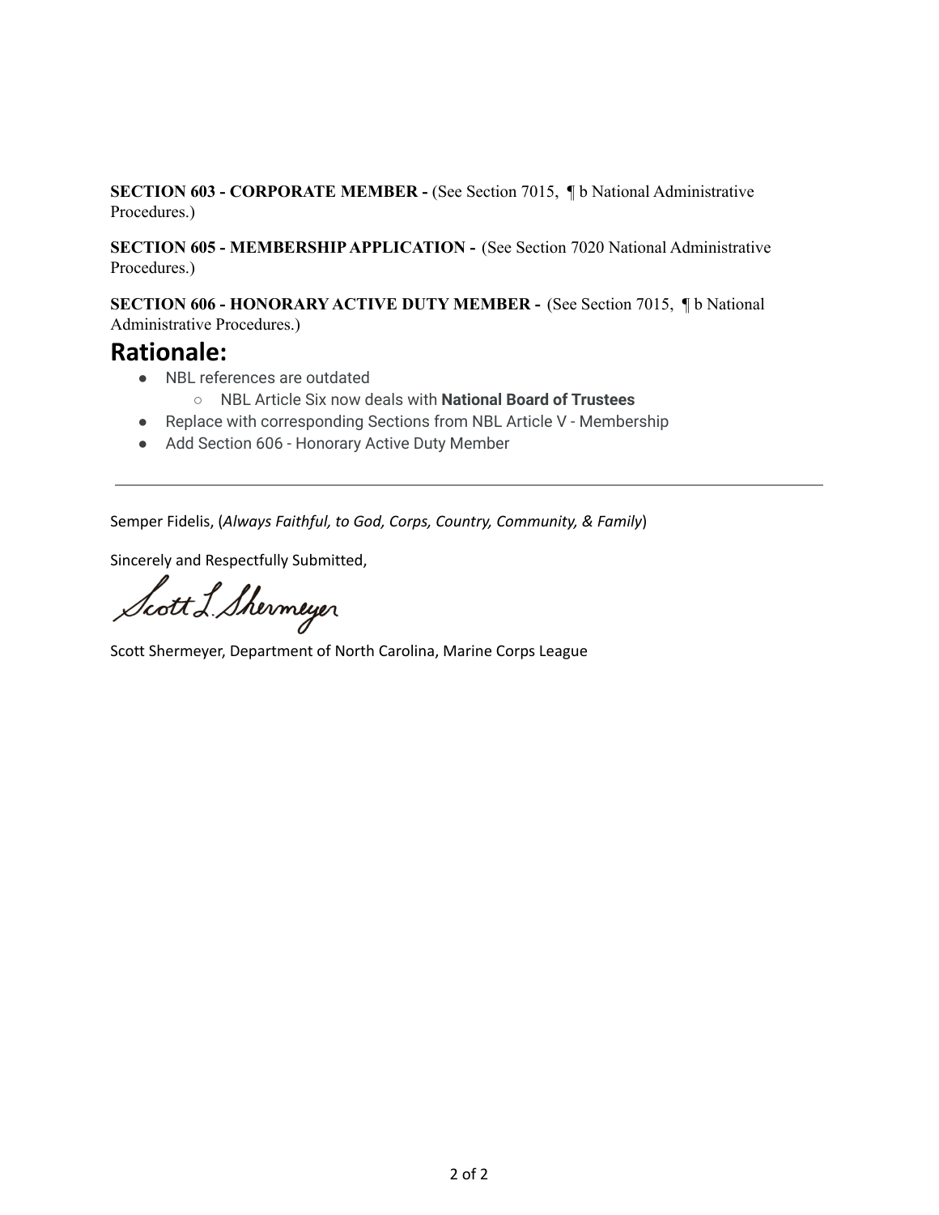**SECTION 603 - CORPORATE MEMBER -** (See Section 7015, ¶ b National Administrative Procedures.)

**SECTION 605 - MEMBERSHIP APPLICATION -** (See Section 7020 National Administrative Procedures.)

**SECTION 606 - HONORARY ACTIVE DUTY MEMBER -** (See Section 7015, ¶ b National Administrative Procedures.)

## Rationale:

- NBL references are outdated
  - NBL Article Six now deals with **National Board of Trustees**
- Replace with corresponding Sections from NBL Article V - Membership
- Add Section 606 - Honorary Active Duty Member

---

Semper Fidelis, (*Always Faithful, to God, Corps, Country, Community, & Family*)

Sincerely and Respectfully Submitted,

Scott L. Shermeyer

Scott Shermeyer, Department of North Carolina, Marine Corps League